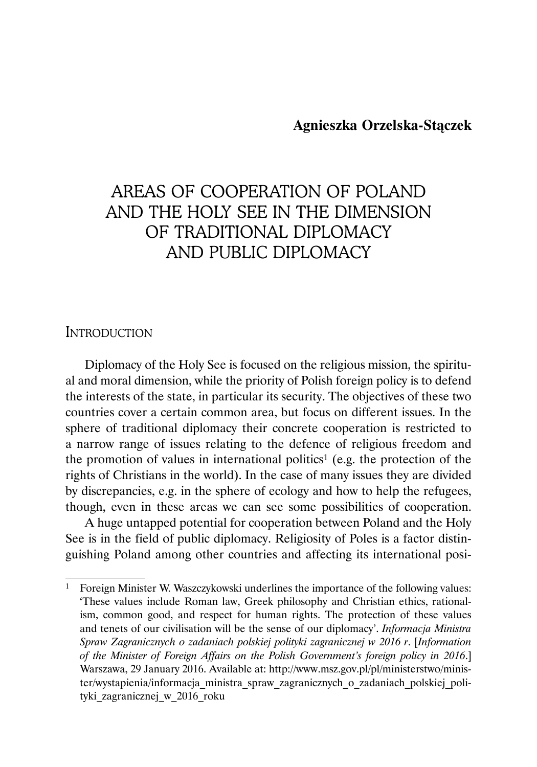**Agnieszka Orzelska-Stączek**

# AREAS OF COOPERATION OF POLAND AND THE HOLY SEE IN THE DIMENSION OF TRADITIONAL DIPLOMACY AND PUBLIC DIPLOMACY

## Introduction

Diplomacy of the Holy See is focused on the religious mission, the spiritual and moral dimension, while the priority of Polish foreign policy is to defend the interests of the state, in particular its security. The objectives of these two countries cover a certain common area, but focus on different issues. In the sphere of traditional diplomacy their concrete cooperation is restricted to a narrow range of issues relating to the defence of religious freedom and the promotion of values in international politics[1] (e.g. the protection of the rights of Christians in the world). In the case of many issues they are divided by discrepancies, e.g. in the sphere of ecology and how to help the refugees, though, even in these areas we can see some possibilities of cooperation.

A huge untapped potential for cooperation between Poland and the Holy See is in the field of public diplomacy. Religiosity of Poles is a factor distinguishing Poland among other countries and affecting its international posi-

---

[1] Foreign Minister W. Waszczykowski underlines the importance of the following values: 'These values include Roman law, Greek philosophy and Christian ethics, rationalism, common good, and respect for human rights. The protection of these values and tenets of our civilisation will be the sense of our diplomacy'. *Informacja Ministra Spraw Zagranicznych o zadaniach polskiej polityki zagranicznej w 2016 r*. [*Information of the Minister of Foreign Affairs on the Polish Government's foreign policy in 2016*.] Warszawa, 29 January 2016. Available at: http://www.msz.gov.pl/pl/ministerstwo/minister/wystapienia/informacja_ministra_spraw_zagranicznych_o_zadaniach_polskiej_polityki_zagranicznej_w_2016_roku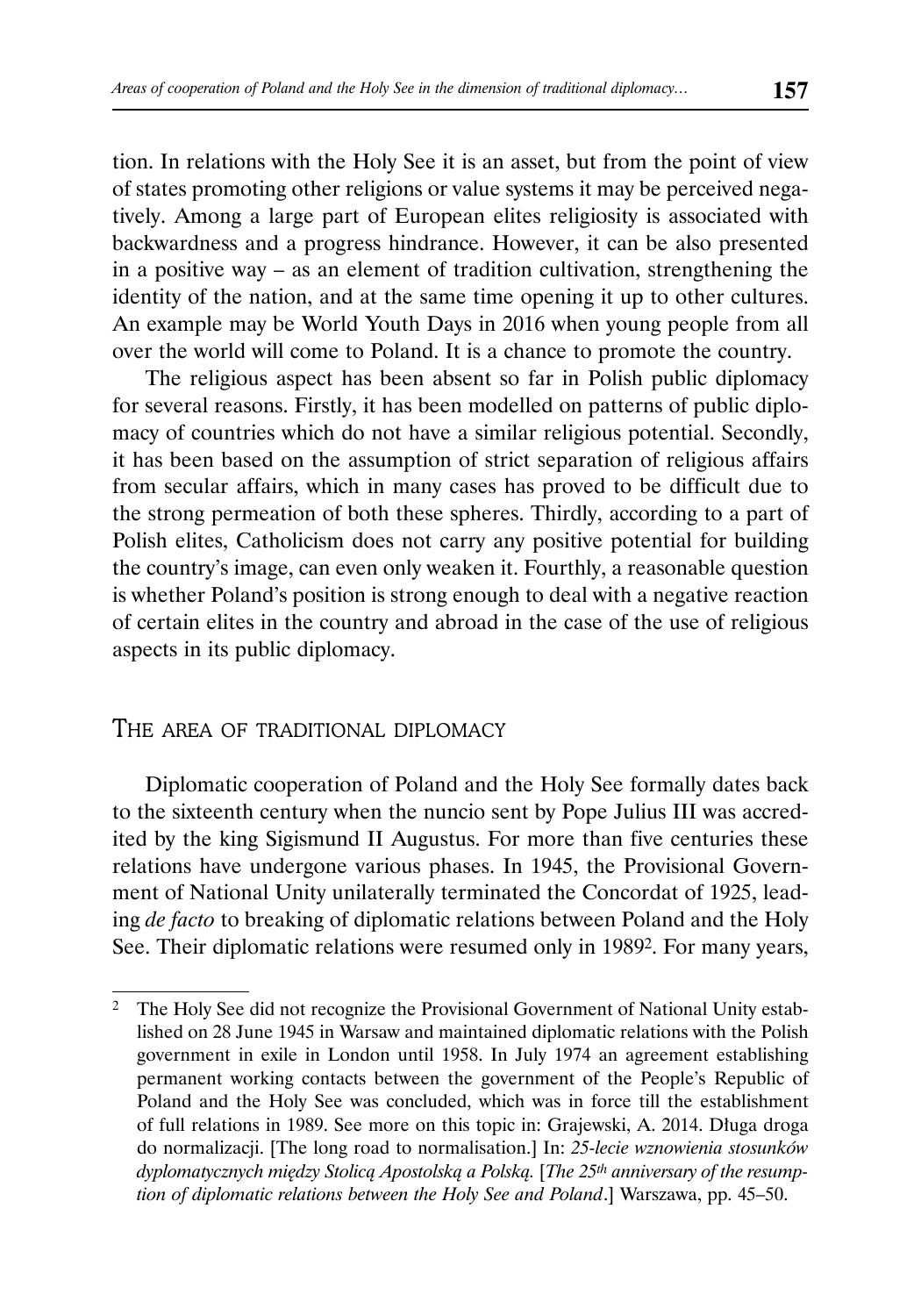tion. In relations with the Holy See it is an asset, but from the point of view of states promoting other religions or value systems it may be perceived negatively. Among a large part of European elites religiosity is associated with backwardness and a progress hindrance. However, it can be also presented in a positive way – as an element of tradition cultivation, strengthening the identity of the nation, and at the same time opening it up to other cultures. An example may be World Youth Days in 2016 when young people from all over the world will come to Poland. It is a chance to promote the country.

The religious aspect has been absent so far in Polish public diplomacy for several reasons. Firstly, it has been modelled on patterns of public diplomacy of countries which do not have a similar religious potential. Secondly, it has been based on the assumption of strict separation of religious affairs from secular affairs, which in many cases has proved to be difficult due to the strong permeation of both these spheres. Thirdly, according to a part of Polish elites, Catholicism does not carry any positive potential for building the country's image, can even only weaken it. Fourthly, a reasonable question is whether Poland's position is strong enough to deal with a negative reaction of certain elites in the country and abroad in the case of the use of religious aspects in its public diplomacy.

## The area of traditional diplomacy

Diplomatic cooperation of Poland and the Holy See formally dates back to the sixteenth century when the nuncio sent by Pope Julius III was accredited by the king Sigismund II Augustus. For more than five centuries these relations have undergone various phases. In 1945, the Provisional Government of National Unity unilaterally terminated the Concordat of 1925, leading *de facto* to breaking of diplomatic relations between Poland and the Holy See. Their diplomatic relations were resumed only in 1989[2]. For many years,

[2] The Holy See did not recognize the Provisional Government of National Unity established on 28 June 1945 in Warsaw and maintained diplomatic relations with the Polish government in exile in London until 1958. In July 1974 an agreement establishing permanent working contacts between the government of the People's Republic of Poland and the Holy See was concluded, which was in force till the establishment of full relations in 1989. See more on this topic in: Grajewski, A. 2014. Długa droga do normalizacji. [The long road to normalisation.] In: *25-lecie wznowienia stosunków dyplomatycznych między Stolicą Apostolską a Polską.* [*The 25th anniversary of the resumption of diplomatic relations between the Holy See and Poland*.] Warszawa, pp. 45–50.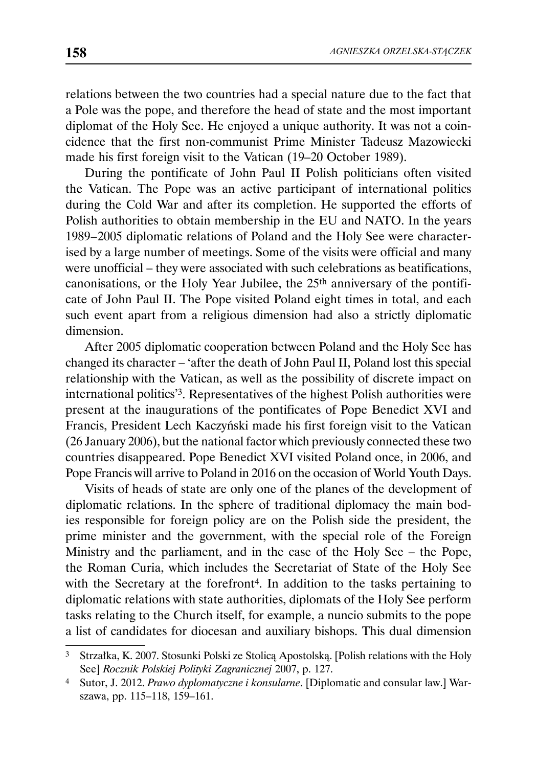relations between the two countries had a special nature due to the fact that a Pole was the pope, and therefore the head of state and the most important diplomat of the Holy See. He enjoyed a unique authority. It was not a coincidence that the first non-communist Prime Minister Tadeusz Mazowiecki made his first foreign visit to the Vatican (19–20 October 1989).

During the pontificate of John Paul II Polish politicians often visited the Vatican. The Pope was an active participant of international politics during the Cold War and after its completion. He supported the efforts of Polish authorities to obtain membership in the EU and NATO. In the years 1989–2005 diplomatic relations of Poland and the Holy See were characterised by a large number of meetings. Some of the visits were official and many were unofficial – they were associated with such celebrations as beatifications, canonisations, or the Holy Year Jubilee, the 25th anniversary of the pontificate of John Paul II. The Pope visited Poland eight times in total, and each such event apart from a religious dimension had also a strictly diplomatic dimension.

After 2005 diplomatic cooperation between Poland and the Holy See has changed its character – 'after the death of John Paul II, Poland lost this special relationship with the Vatican, as well as the possibility of discrete impact on international politics'[3]. Representatives of the highest Polish authorities were present at the inaugurations of the pontificates of Pope Benedict XVI and Francis, President Lech Kaczyński made his first foreign visit to the Vatican (26 January 2006), but the national factor which previously connected these two countries disappeared. Pope Benedict XVI visited Poland once, in 2006, and Pope Francis will arrive to Poland in 2016 on the occasion of World Youth Days.

Visits of heads of state are only one of the planes of the development of diplomatic relations. In the sphere of traditional diplomacy the main bodies responsible for foreign policy are on the Polish side the president, the prime minister and the government, with the special role of the Foreign Ministry and the parliament, and in the case of the Holy See – the Pope, the Roman Curia, which includes the Secretariat of State of the Holy See with the Secretary at the forefront[4]. In addition to the tasks pertaining to diplomatic relations with state authorities, diplomats of the Holy See perform tasks relating to the Church itself, for example, a nuncio submits to the pope a list of candidates for diocesan and auxiliary bishops. This dual dimension

---

[3] Strzałka, K. 2007. Stosunki Polski ze Stolicą Apostolską. [Polish relations with the Holy See] *Rocznik Polskiej Polityki Zagranicznej* 2007, p. 127.

[4] Sutor, J. 2012. *Prawo dyplomatyczne i konsularne*. [Diplomatic and consular law.] Warszawa, pp. 115–118, 159–161.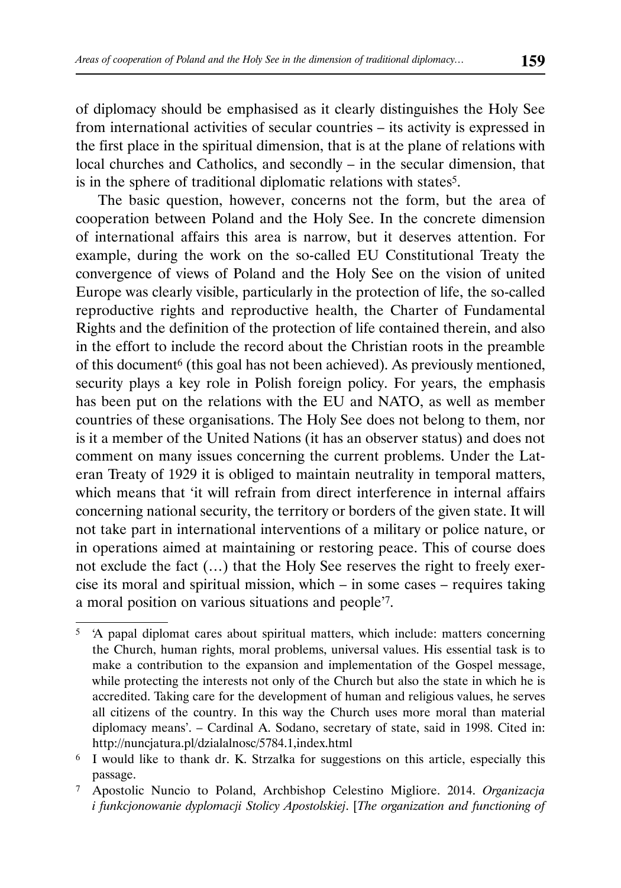of diplomacy should be emphasised as it clearly distinguishes the Holy See from international activities of secular countries – its activity is expressed in the first place in the spiritual dimension, that is at the plane of relations with local churches and Catholics, and secondly – in the secular dimension, that is in the sphere of traditional diplomatic relations with states[5].

The basic question, however, concerns not the form, but the area of cooperation between Poland and the Holy See. In the concrete dimension of international affairs this area is narrow, but it deserves attention. For example, during the work on the so-called EU Constitutional Treaty the convergence of views of Poland and the Holy See on the vision of united Europe was clearly visible, particularly in the protection of life, the so-called reproductive rights and reproductive health, the Charter of Fundamental Rights and the definition of the protection of life contained therein, and also in the effort to include the record about the Christian roots in the preamble of this document[6] (this goal has not been achieved). As previously mentioned, security plays a key role in Polish foreign policy. For years, the emphasis has been put on the relations with the EU and NATO, as well as member countries of these organisations. The Holy See does not belong to them, nor is it a member of the United Nations (it has an observer status) and does not comment on many issues concerning the current problems. Under the Lateran Treaty of 1929 it is obliged to maintain neutrality in temporal matters, which means that 'it will refrain from direct interference in internal affairs concerning national security, the territory or borders of the given state. It will not take part in international interventions of a military or police nature, or in operations aimed at maintaining or restoring peace. This of course does not exclude the fact (…) that the Holy See reserves the right to freely exercise its moral and spiritual mission, which – in some cases – requires taking a moral position on various situations and people'[7].

---

[5] 'A papal diplomat cares about spiritual matters, which include: matters concerning the Church, human rights, moral problems, universal values. His essential task is to make a contribution to the expansion and implementation of the Gospel message, while protecting the interests not only of the Church but also the state in which he is accredited. Taking care for the development of human and religious values, he serves all citizens of the country. In this way the Church uses more moral than material diplomacy means'. – Cardinal A. Sodano, secretary of state, said in 1998. Cited in: http://nuncjatura.pl/dzialalnosc/5784.1,index.html

[6] I would like to thank dr. K. Strzałka for suggestions on this article, especially this passage.

[7] Apostolic Nuncio to Poland, Archbishop Celestino Migliore. 2014. *Organizacja i funkcjonowanie dyplomacji Stolicy Apostolskiej*. [*The organization and functioning of*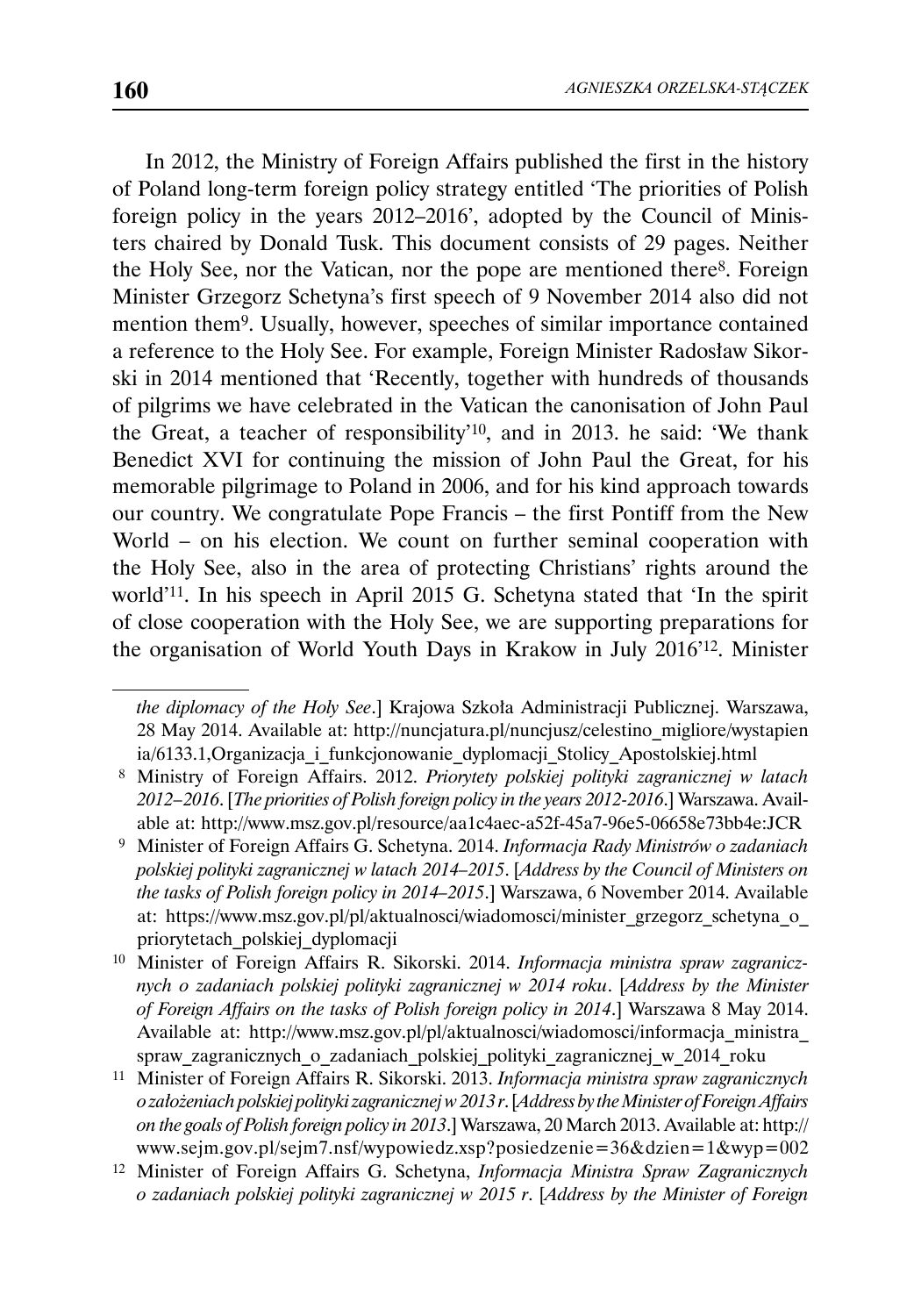In 2012, the Ministry of Foreign Affairs published the first in the history of Poland long-term foreign policy strategy entitled 'The priorities of Polish foreign policy in the years 2012–2016', adopted by the Council of Ministers chaired by Donald Tusk. This document consists of 29 pages. Neither the Holy See, nor the Vatican, nor the pope are mentioned there[8]. Foreign Minister Grzegorz Schetyna's first speech of 9 November 2014 also did not mention them[9]. Usually, however, speeches of similar importance contained a reference to the Holy See. For example, Foreign Minister Radosław Sikorski in 2014 mentioned that 'Recently, together with hundreds of thousands of pilgrims we have celebrated in the Vatican the canonisation of John Paul the Great, a teacher of responsibility'[10], and in 2013. he said: 'We thank Benedict XVI for continuing the mission of John Paul the Great, for his memorable pilgrimage to Poland in 2006, and for his kind approach towards our country. We congratulate Pope Francis – the first Pontiff from the New World – on his election. We count on further seminal cooperation with the Holy See, also in the area of protecting Christians' rights around the world'[11]. In his speech in April 2015 G. Schetyna stated that 'In the spirit of close cooperation with the Holy See, we are supporting preparations for the organisation of World Youth Days in Krakow in July 2016'[12]. Minister

---

*the diplomacy of the Holy See*.] Krajowa Szkoła Administracji Publicznej. Warszawa, 28 May 2014. Available at: http://nuncjatura.pl/nuncjusz/celestino_migliore/wystapienia/6133.1,Organizacja_i_funkcjonowanie_dyplomacji_Stolicy_Apostolskiej.html

[8] Ministry of Foreign Affairs. 2012. *Priorytety polskiej polityki zagranicznej w latach 2012–2016*. [*The priorities of Polish foreign policy in the years 2012-2016*.] Warszawa. Available at: http://www.msz.gov.pl/resource/aa1c4aec-a52f-45a7-96e5-06658e73bb4e:JCR

[9] Minister of Foreign Affairs G. Schetyna. 2014. *Informacja Rady Ministrów o zadaniach polskiej polityki zagranicznej w latach 2014–2015*. [*Address by the Council of Ministers on the tasks of Polish foreign policy in 2014–2015*.] Warszawa, 6 November 2014. Available at: https://www.msz.gov.pl/pl/aktualnosci/wiadomosci/minister_grzegorz_schetyna_o_priorytetach_polskiej_dyplomacji

[10] Minister of Foreign Affairs R. Sikorski. 2014. *Informacja ministra spraw zagranicznych o zadaniach polskiej polityki zagranicznej w 2014 roku*. [*Address by the Minister of Foreign Affairs on the tasks of Polish foreign policy in 2014*.] Warszawa 8 May 2014. Available at: http://www.msz.gov.pl/pl/aktualnosci/wiadomosci/informacja_ministra_spraw_zagranicznych_o_zadaniach_polskiej_polityki_zagranicznej_w_2014_roku

[11] Minister of Foreign Affairs R. Sikorski. 2013. *Informacja ministra spraw zagranicznych o założeniach polskiej polityki zagranicznej w 2013 r*. [*Address by the Minister of Foreign Affairs on the goals of Polish foreign policy in 2013*.] Warszawa, 20 March 2013. Available at: http://www.sejm.gov.pl/sejm7.nsf/wypowiedz.xsp?posiedzenie=36&dzien=1&wyp=002

[12] Minister of Foreign Affairs G. Schetyna, *Informacja Ministra Spraw Zagranicznych o zadaniach polskiej polityki zagranicznej w 2015 r*. [*Address by the Minister of Foreign*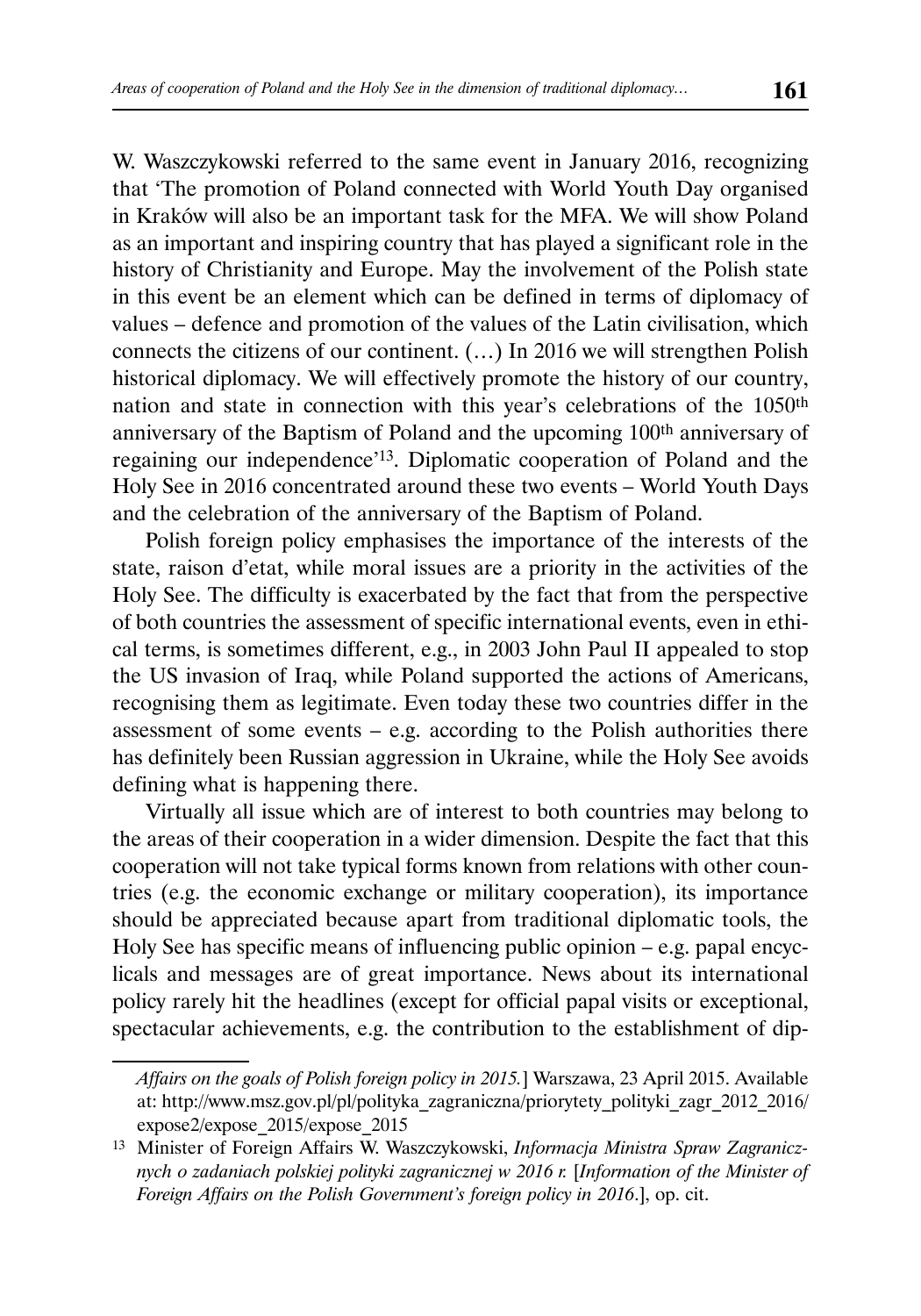W. Waszczykowski referred to the same event in January 2016, recognizing that 'The promotion of Poland connected with World Youth Day organised in Kraków will also be an important task for the MFA. We will show Poland as an important and inspiring country that has played a significant role in the history of Christianity and Europe. May the involvement of the Polish state in this event be an element which can be defined in terms of diplomacy of values – defence and promotion of the values of the Latin civilisation, which connects the citizens of our continent. (…) In 2016 we will strengthen Polish historical diplomacy. We will effectively promote the history of our country, nation and state in connection with this year's celebrations of the 1050th anniversary of the Baptism of Poland and the upcoming 100th anniversary of regaining our independence'[13]. Diplomatic cooperation of Poland and the Holy See in 2016 concentrated around these two events – World Youth Days and the celebration of the anniversary of the Baptism of Poland.

Polish foreign policy emphasises the importance of the interests of the state, raison d'etat, while moral issues are a priority in the activities of the Holy See. The difficulty is exacerbated by the fact that from the perspective of both countries the assessment of specific international events, even in ethical terms, is sometimes different, e.g., in 2003 John Paul II appealed to stop the US invasion of Iraq, while Poland supported the actions of Americans, recognising them as legitimate. Even today these two countries differ in the assessment of some events – e.g. according to the Polish authorities there has definitely been Russian aggression in Ukraine, while the Holy See avoids defining what is happening there.

Virtually all issue which are of interest to both countries may belong to the areas of their cooperation in a wider dimension. Despite the fact that this cooperation will not take typical forms known from relations with other countries (e.g. the economic exchange or military cooperation), its importance should be appreciated because apart from traditional diplomatic tools, the Holy See has specific means of influencing public opinion – e.g. papal encyclicals and messages are of great importance. News about its international policy rarely hit the headlines (except for official papal visits or exceptional, spectacular achievements, e.g. the contribution to the establishment of dip-

*Affairs on the goals of Polish foreign policy in 2015.*] Warszawa, 23 April 2015. Available at: http://www.msz.gov.pl/pl/polityka_zagraniczna/priorytety_polityki_zagr_2012_2016/expose2/expose_2015/expose_2015

[13] Minister of Foreign Affairs W. Waszczykowski, *Informacja Ministra Spraw Zagranicznych o zadaniach polskiej polityki zagranicznej w 2016 r.* [*Information of the Minister of Foreign Affairs on the Polish Government's foreign policy in 2016*.], op. cit.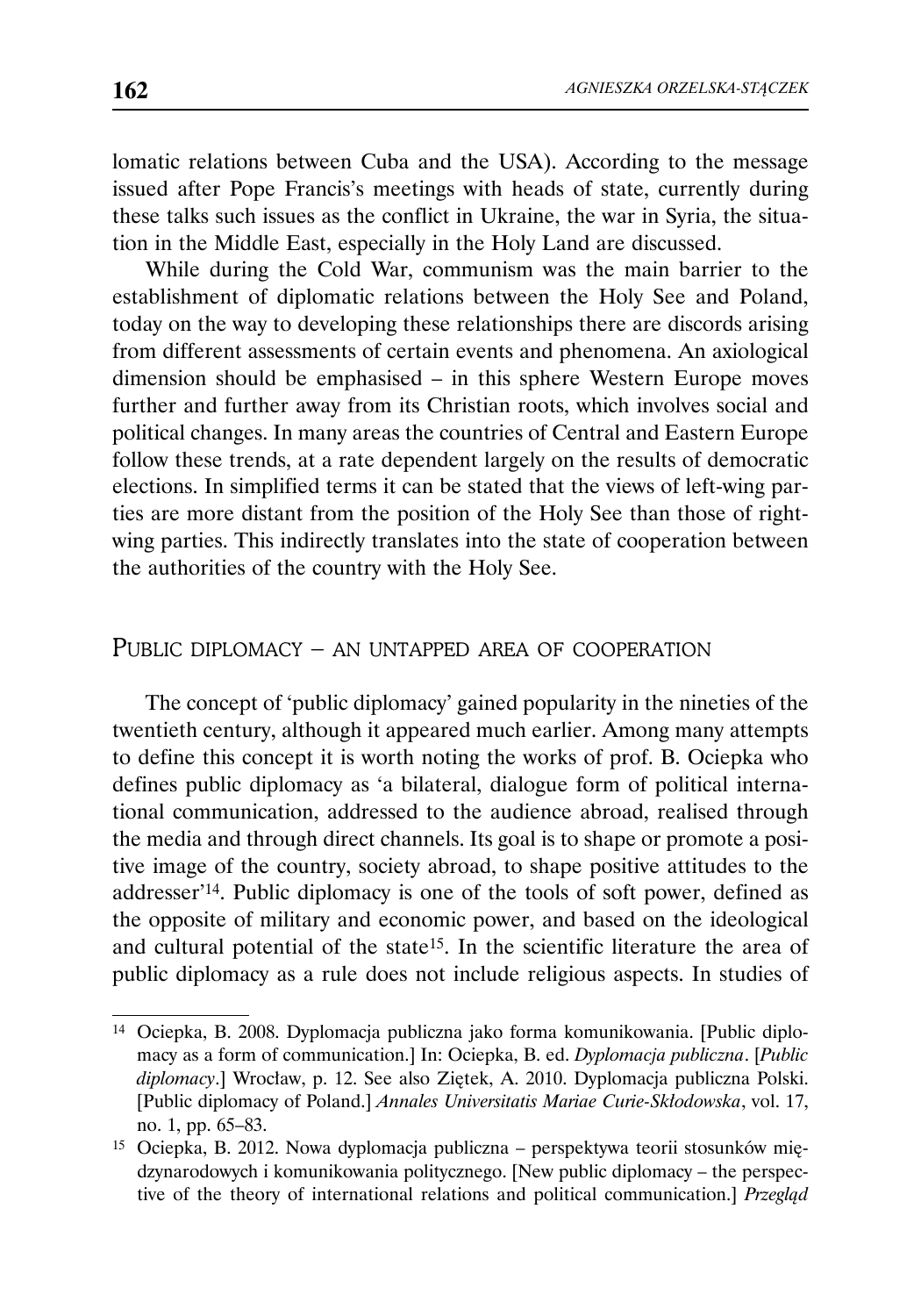lomatic relations between Cuba and the USA). According to the message issued after Pope Francis's meetings with heads of state, currently during these talks such issues as the conflict in Ukraine, the war in Syria, the situation in the Middle East, especially in the Holy Land are discussed.

While during the Cold War, communism was the main barrier to the establishment of diplomatic relations between the Holy See and Poland, today on the way to developing these relationships there are discords arising from different assessments of certain events and phenomena. An axiological dimension should be emphasised – in this sphere Western Europe moves further and further away from its Christian roots, which involves social and political changes. In many areas the countries of Central and Eastern Europe follow these trends, at a rate dependent largely on the results of democratic elections. In simplified terms it can be stated that the views of left-wing parties are more distant from the position of the Holy See than those of right-wing parties. This indirectly translates into the state of cooperation between the authorities of the country with the Holy See.

## Public diplomacy – an untapped area of cooperation

The concept of 'public diplomacy' gained popularity in the nineties of the twentieth century, although it appeared much earlier. Among many attempts to define this concept it is worth noting the works of prof. B. Ociepka who defines public diplomacy as 'a bilateral, dialogue form of political international communication, addressed to the audience abroad, realised through the media and through direct channels. Its goal is to shape or promote a positive image of the country, society abroad, to shape positive attitudes to the addresser'[14]. Public diplomacy is one of the tools of soft power, defined as the opposite of military and economic power, and based on the ideological and cultural potential of the state[15]. In the scientific literature the area of public diplomacy as a rule does not include religious aspects. In studies of

---

[14] Ociepka, B. 2008. Dyplomacja publiczna jako forma komunikowania. [Public diplomacy as a form of communication.] In: Ociepka, B. ed. *Dyplomacja publiczna*. [*Public diplomacy*.] Wrocław, p. 12. See also Ziętek, A. 2010. Dyplomacja publiczna Polski. [Public diplomacy of Poland.] *Annales Universitatis Mariae Curie-Skłodowska*, vol. 17, no. 1, pp. 65–83.

[15] Ociepka, B. 2012. Nowa dyplomacja publiczna – perspektywa teorii stosunków międzynarodowych i komunikowania politycznego. [New public diplomacy – the perspective of the theory of international relations and political communication.] *Przegląd*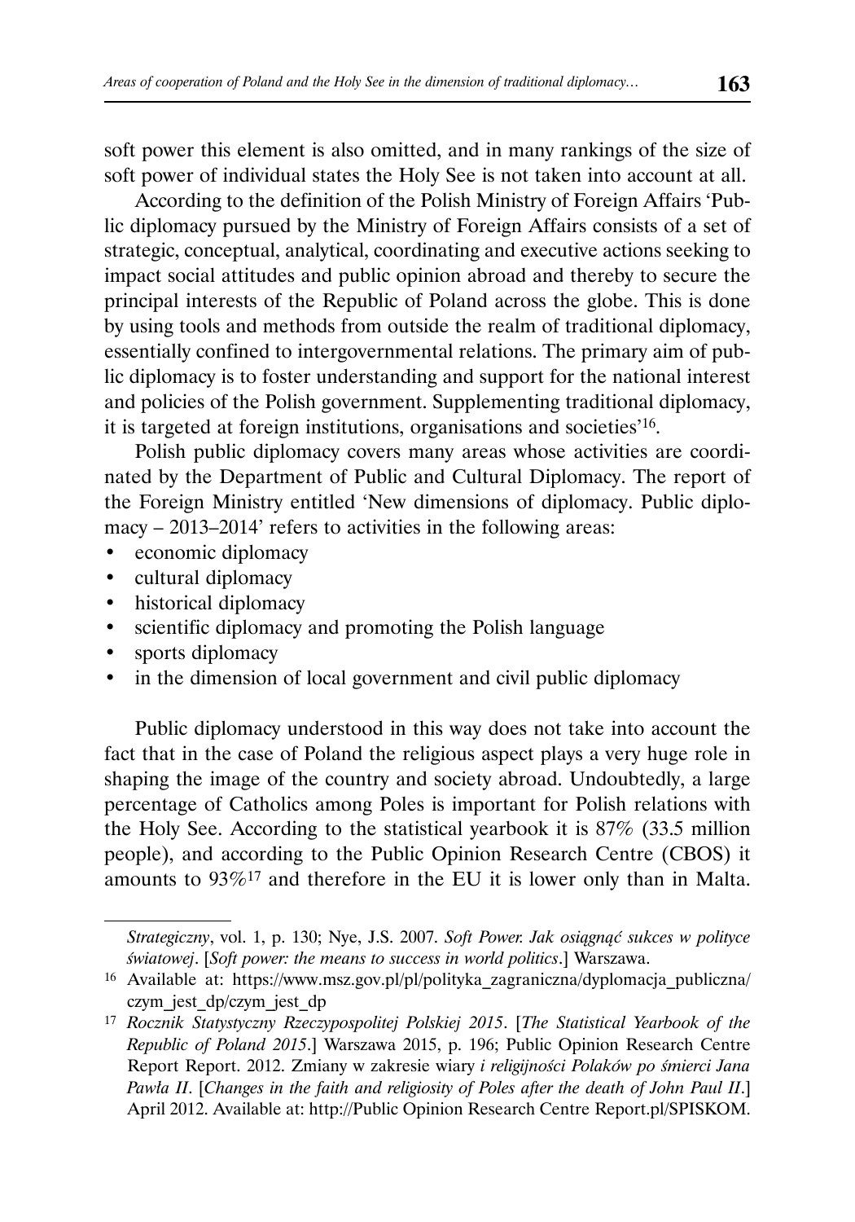soft power this element is also omitted, and in many rankings of the size of soft power of individual states the Holy See is not taken into account at all.

According to the definition of the Polish Ministry of Foreign Affairs 'Public diplomacy pursued by the Ministry of Foreign Affairs consists of a set of strategic, conceptual, analytical, coordinating and executive actions seeking to impact social attitudes and public opinion abroad and thereby to secure the principal interests of the Republic of Poland across the globe. This is done by using tools and methods from outside the realm of traditional diplomacy, essentially confined to intergovernmental relations. The primary aim of public diplomacy is to foster understanding and support for the national interest and policies of the Polish government. Supplementing traditional diplomacy, it is targeted at foreign institutions, organisations and societies'[16].

Polish public diplomacy covers many areas whose activities are coordinated by the Department of Public and Cultural Diplomacy. The report of the Foreign Ministry entitled 'New dimensions of diplomacy. Public diplomacy – 2013–2014' refers to activities in the following areas:

- economic diplomacy
- cultural diplomacy
- historical diplomacy
- scientific diplomacy and promoting the Polish language
- sports diplomacy
- in the dimension of local government and civil public diplomacy

Public diplomacy understood in this way does not take into account the fact that in the case of Poland the religious aspect plays a very huge role in shaping the image of the country and society abroad. Undoubtedly, a large percentage of Catholics among Poles is important for Polish relations with the Holy See. According to the statistical yearbook it is 87% (33.5 million people), and according to the Public Opinion Research Centre (CBOS) it amounts to 93%[17] and therefore in the EU it is lower only than in Malta.

---

*Strategiczny*, vol. 1, p. 130; Nye, J.S. 2007. *Soft Power. Jak osiągnąć sukces w polityce światowej*. [*Soft power: the means to success in world politics*.] Warszawa.

[16] Available at: https://www.msz.gov.pl/pl/polityka_zagraniczna/dyplomacja_publiczna/czym_jest_dp/czym_jest_dp

[17] *Rocznik Statystyczny Rzeczypospolitej Polskiej 2015*. [*The Statistical Yearbook of the Republic of Poland 2015*.] Warszawa 2015, p. 196; Public Opinion Research Centre Report Report. 2012. Zmiany w zakresie wiary *i religijności Polaków po śmierci Jana Pawła II*. [*Changes in the faith and religiosity of Poles after the death of John Paul II*.] April 2012. Available at: http://Public Opinion Research Centre Report.pl/SPISKOM.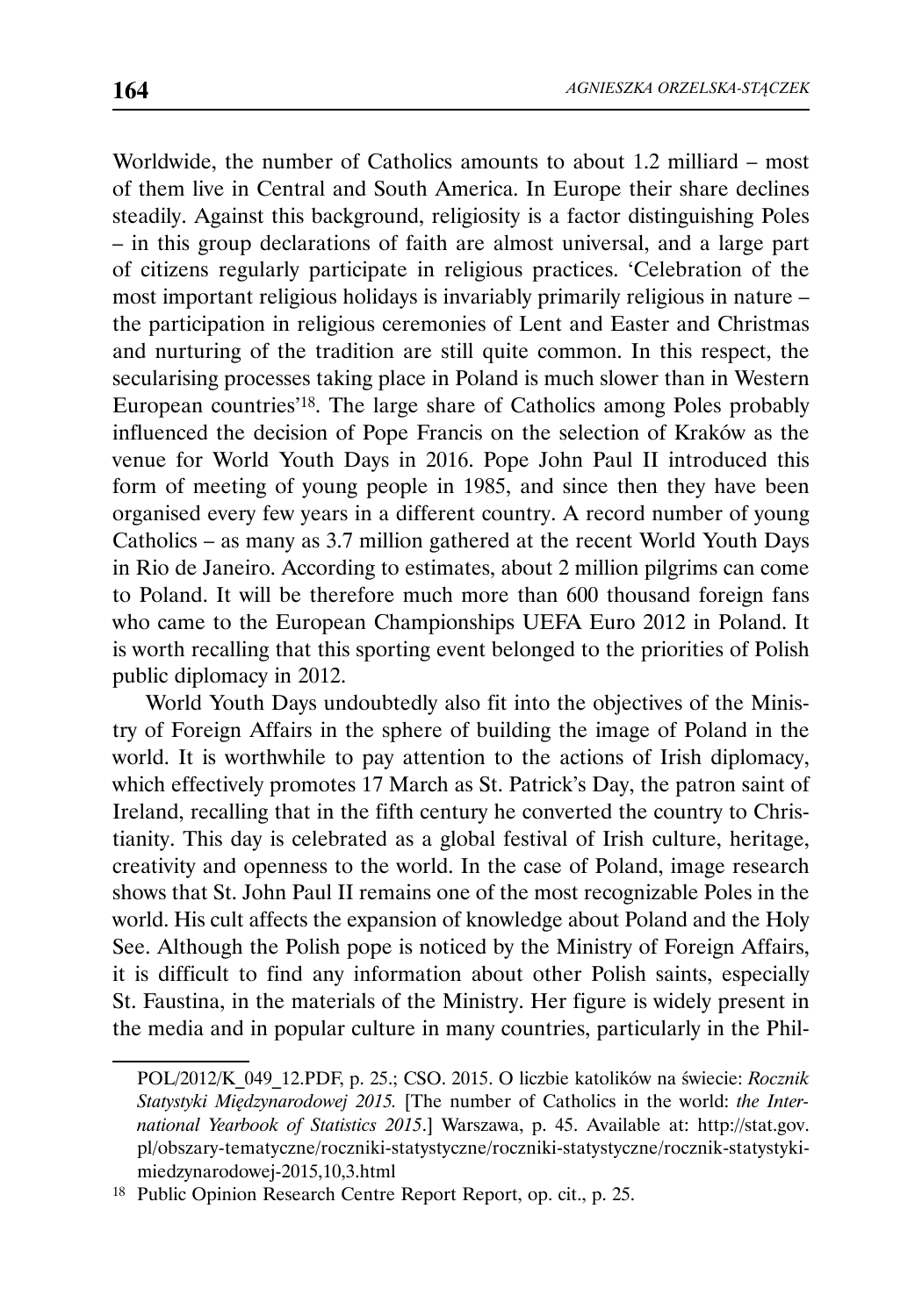Worldwide, the number of Catholics amounts to about 1.2 milliard – most of them live in Central and South America. In Europe their share declines steadily. Against this background, religiosity is a factor distinguishing Poles – in this group declarations of faith are almost universal, and a large part of citizens regularly participate in religious practices. 'Celebration of the most important religious holidays is invariably primarily religious in nature – the participation in religious ceremonies of Lent and Easter and Christmas and nurturing of the tradition are still quite common. In this respect, the secularising processes taking place in Poland is much slower than in Western European countries'[18]. The large share of Catholics among Poles probably influenced the decision of Pope Francis on the selection of Kraków as the venue for World Youth Days in 2016. Pope John Paul II introduced this form of meeting of young people in 1985, and since then they have been organised every few years in a different country. A record number of young Catholics – as many as 3.7 million gathered at the recent World Youth Days in Rio de Janeiro. According to estimates, about 2 million pilgrims can come to Poland. It will be therefore much more than 600 thousand foreign fans who came to the European Championships UEFA Euro 2012 in Poland. It is worth recalling that this sporting event belonged to the priorities of Polish public diplomacy in 2012.

World Youth Days undoubtedly also fit into the objectives of the Ministry of Foreign Affairs in the sphere of building the image of Poland in the world. It is worthwhile to pay attention to the actions of Irish diplomacy, which effectively promotes 17 March as St. Patrick's Day, the patron saint of Ireland, recalling that in the fifth century he converted the country to Christianity. This day is celebrated as a global festival of Irish culture, heritage, creativity and openness to the world. In the case of Poland, image research shows that St. John Paul II remains one of the most recognizable Poles in the world. His cult affects the expansion of knowledge about Poland and the Holy See. Although the Polish pope is noticed by the Ministry of Foreign Affairs, it is difficult to find any information about other Polish saints, especially St. Faustina, in the materials of the Ministry. Her figure is widely present in the media and in popular culture in many countries, particularly in the Phil-

---

POL/2012/K_049_12.PDF, p. 25.; CSO. 2015. O liczbie katolików na świecie: *Rocznik Statystyki Międzynarodowej 2015.* [The number of Catholics in the world: *the International Yearbook of Statistics 2015*.] Warszawa, p. 45. Available at: http://stat.gov.pl/obszary-tematyczne/roczniki-statystyczne/roczniki-statystyczne/rocznik-statystyki-miedzynarodowej-2015,10,3.html

[18] Public Opinion Research Centre Report Report, op. cit., p. 25.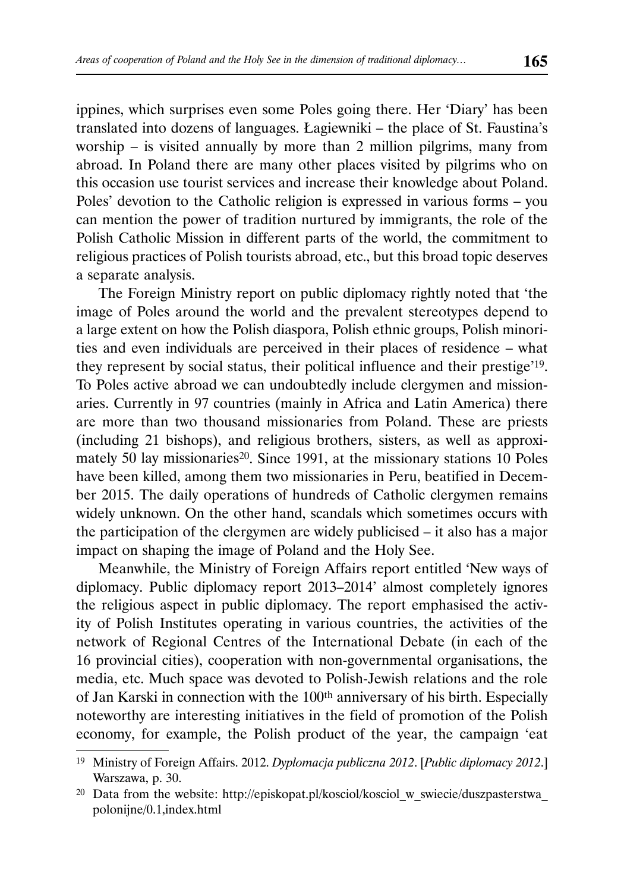ippines, which surprises even some Poles going there. Her 'Diary' has been translated into dozens of languages. Łagiewniki – the place of St. Faustina's worship – is visited annually by more than 2 million pilgrims, many from abroad. In Poland there are many other places visited by pilgrims who on this occasion use tourist services and increase their knowledge about Poland. Poles' devotion to the Catholic religion is expressed in various forms – you can mention the power of tradition nurtured by immigrants, the role of the Polish Catholic Mission in different parts of the world, the commitment to religious practices of Polish tourists abroad, etc., but this broad topic deserves a separate analysis.

The Foreign Ministry report on public diplomacy rightly noted that 'the image of Poles around the world and the prevalent stereotypes depend to a large extent on how the Polish diaspora, Polish ethnic groups, Polish minorities and even individuals are perceived in their places of residence – what they represent by social status, their political influence and their prestige'[19]. To Poles active abroad we can undoubtedly include clergymen and missionaries. Currently in 97 countries (mainly in Africa and Latin America) there are more than two thousand missionaries from Poland. These are priests (including 21 bishops), and religious brothers, sisters, as well as approximately 50 lay missionaries[20]. Since 1991, at the missionary stations 10 Poles have been killed, among them two missionaries in Peru, beatified in December 2015. The daily operations of hundreds of Catholic clergymen remains widely unknown. On the other hand, scandals which sometimes occurs with the participation of the clergymen are widely publicised – it also has a major impact on shaping the image of Poland and the Holy See.

Meanwhile, the Ministry of Foreign Affairs report entitled 'New ways of diplomacy. Public diplomacy report 2013–2014' almost completely ignores the religious aspect in public diplomacy. The report emphasised the activity of Polish Institutes operating in various countries, the activities of the network of Regional Centres of the International Debate (in each of the 16 provincial cities), cooperation with non-governmental organisations, the media, etc. Much space was devoted to Polish-Jewish relations and the role of Jan Karski in connection with the 100th anniversary of his birth. Especially noteworthy are interesting initiatives in the field of promotion of the Polish economy, for example, the Polish product of the year, the campaign 'eat

---

[19] Ministry of Foreign Affairs. 2012. *Dyplomacja publiczna 2012*. [*Public diplomacy 2012*.] Warszawa, p. 30.

[20] Data from the website: http://episkopat.pl/kosciol/kosciol_w_swiecie/duszpasterstwa_polonijne/0.1,index.html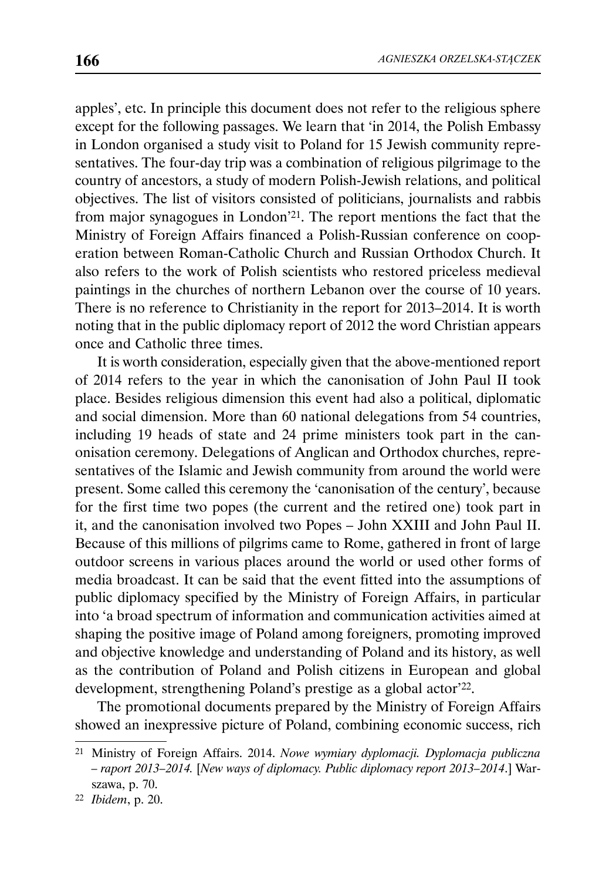apples', etc. In principle this document does not refer to the religious sphere except for the following passages. We learn that 'in 2014, the Polish Embassy in London organised a study visit to Poland for 15 Jewish community representatives. The four-day trip was a combination of religious pilgrimage to the country of ancestors, a study of modern Polish-Jewish relations, and political objectives. The list of visitors consisted of politicians, journalists and rabbis from major synagogues in London'[21]. The report mentions the fact that the Ministry of Foreign Affairs financed a Polish-Russian conference on cooperation between Roman-Catholic Church and Russian Orthodox Church. It also refers to the work of Polish scientists who restored priceless medieval paintings in the churches of northern Lebanon over the course of 10 years. There is no reference to Christianity in the report for 2013–2014. It is worth noting that in the public diplomacy report of 2012 the word Christian appears once and Catholic three times.

It is worth consideration, especially given that the above-mentioned report of 2014 refers to the year in which the canonisation of John Paul II took place. Besides religious dimension this event had also a political, diplomatic and social dimension. More than 60 national delegations from 54 countries, including 19 heads of state and 24 prime ministers took part in the canonisation ceremony. Delegations of Anglican and Orthodox churches, representatives of the Islamic and Jewish community from around the world were present. Some called this ceremony the 'canonisation of the century', because for the first time two popes (the current and the retired one) took part in it, and the canonisation involved two Popes – John XXIII and John Paul II. Because of this millions of pilgrims came to Rome, gathered in front of large outdoor screens in various places around the world or used other forms of media broadcast. It can be said that the event fitted into the assumptions of public diplomacy specified by the Ministry of Foreign Affairs, in particular into 'a broad spectrum of information and communication activities aimed at shaping the positive image of Poland among foreigners, promoting improved and objective knowledge and understanding of Poland and its history, as well as the contribution of Poland and Polish citizens in European and global development, strengthening Poland's prestige as a global actor'[22].

The promotional documents prepared by the Ministry of Foreign Affairs showed an inexpressive picture of Poland, combining economic success, rich

---

[21] Ministry of Foreign Affairs. 2014. *Nowe wymiary dyplomacji. Dyplomacja publiczna – raport 2013–2014.* [*New ways of diplomacy. Public diplomacy report 2013–2014*.] Warszawa, p. 70.

[22] *Ibidem*, p. 20.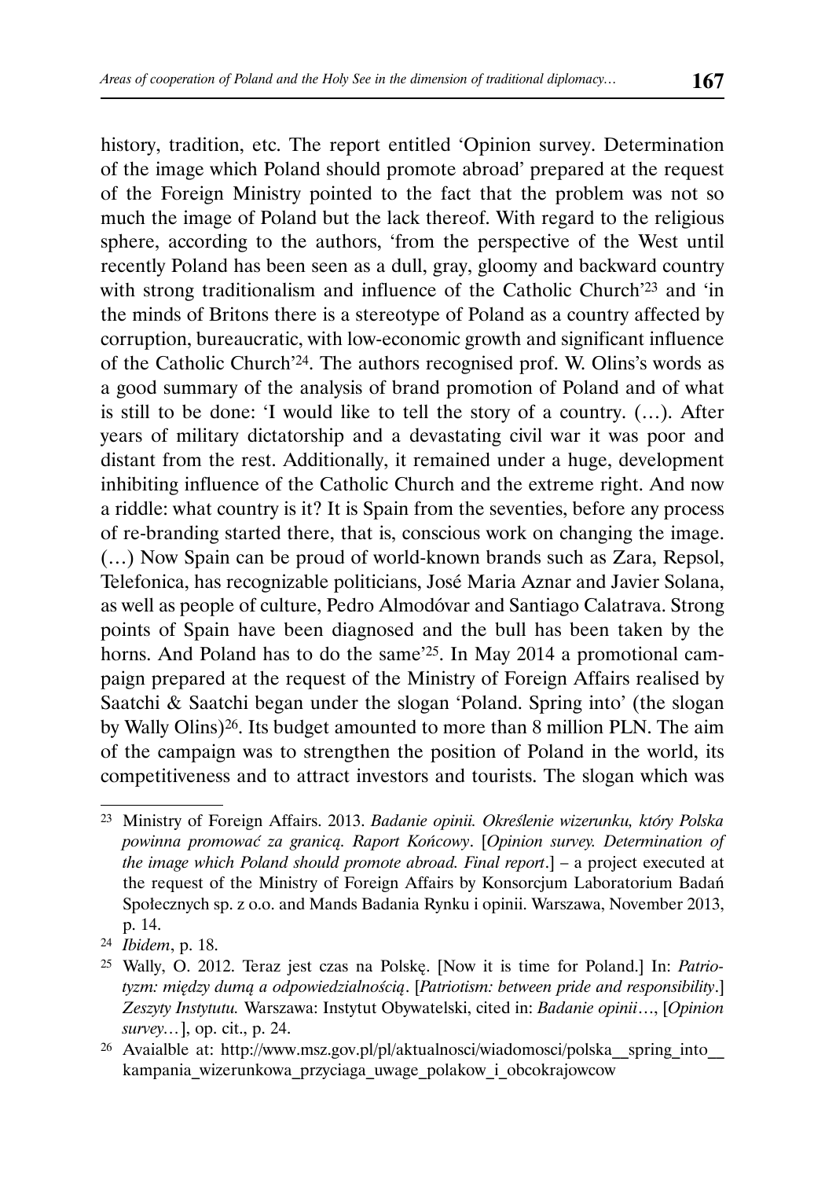history, tradition, etc. The report entitled 'Opinion survey. Determination of the image which Poland should promote abroad' prepared at the request of the Foreign Ministry pointed to the fact that the problem was not so much the image of Poland but the lack thereof. With regard to the religious sphere, according to the authors, 'from the perspective of the West until recently Poland has been seen as a dull, gray, gloomy and backward country with strong traditionalism and influence of the Catholic Church'[23] and 'in the minds of Britons there is a stereotype of Poland as a country affected by corruption, bureaucratic, with low-economic growth and significant influence of the Catholic Church'[24]. The authors recognised prof. W. Olins's words as a good summary of the analysis of brand promotion of Poland and of what is still to be done: 'I would like to tell the story of a country. (…). After years of military dictatorship and a devastating civil war it was poor and distant from the rest. Additionally, it remained under a huge, development inhibiting influence of the Catholic Church and the extreme right. And now a riddle: what country is it? It is Spain from the seventies, before any process of re-branding started there, that is, conscious work on changing the image. (…) Now Spain can be proud of world-known brands such as Zara, Repsol, Telefonica, has recognizable politicians, José Maria Aznar and Javier Solana, as well as people of culture, Pedro Almodóvar and Santiago Calatrava. Strong points of Spain have been diagnosed and the bull has been taken by the horns. And Poland has to do the same'[25]. In May 2014 a promotional campaign prepared at the request of the Ministry of Foreign Affairs realised by Saatchi & Saatchi began under the slogan 'Poland. Spring into' (the slogan by Wally Olins)[26]. Its budget amounted to more than 8 million PLN. The aim of the campaign was to strengthen the position of Poland in the world, its competitiveness and to attract investors and tourists. The slogan which was

---

[23] Ministry of Foreign Affairs. 2013. *Badanie opinii. Określenie wizerunku, który Polska powinna promować za granicą. Raport Końcowy*. [*Opinion survey. Determination of the image which Poland should promote abroad. Final report*.] – a project executed at the request of the Ministry of Foreign Affairs by Konsorcjum Laboratorium Badań Społecznych sp. z o.o. and Mands Badania Rynku i opinii. Warszawa, November 2013, p. 14.

[24] *Ibidem*, p. 18.

[25] Wally, O. 2012. Teraz jest czas na Polskę. [Now it is time for Poland.] In: *Patriotyzm: między dumą a odpowiedzialnością*. [*Patriotism: between pride and responsibility*.] *Zeszyty Instytutu.* Warszawa: Instytut Obywatelski, cited in: *Badanie opinii*…, [*Opinion survey…*], op. cit., p. 24.

[26] Avaialble at: http://www.msz.gov.pl/pl/aktualnosci/wiadomosci/polska__spring_into__kampania_wizerunkowa_przyciaga_uwage_polakow_i_obcokrajowcow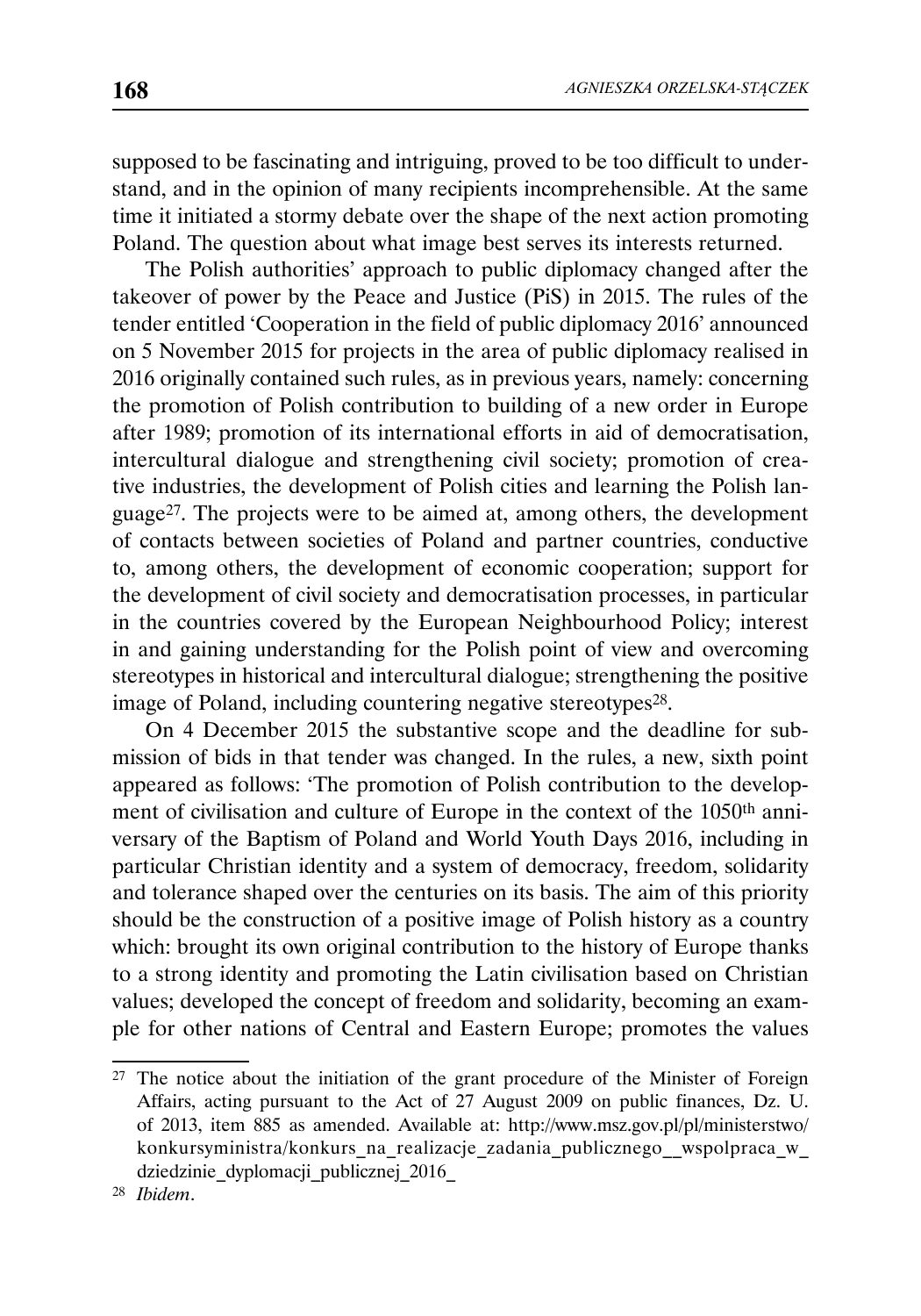supposed to be fascinating and intriguing, proved to be too difficult to understand, and in the opinion of many recipients incomprehensible. At the same time it initiated a stormy debate over the shape of the next action promoting Poland. The question about what image best serves its interests returned.

The Polish authorities' approach to public diplomacy changed after the takeover of power by the Peace and Justice (PiS) in 2015. The rules of the tender entitled 'Cooperation in the field of public diplomacy 2016' announced on 5 November 2015 for projects in the area of public diplomacy realised in 2016 originally contained such rules, as in previous years, namely: concerning the promotion of Polish contribution to building of a new order in Europe after 1989; promotion of its international efforts in aid of democratisation, intercultural dialogue and strengthening civil society; promotion of creative industries, the development of Polish cities and learning the Polish language[27]. The projects were to be aimed at, among others, the development of contacts between societies of Poland and partner countries, conductive to, among others, the development of economic cooperation; support for the development of civil society and democratisation processes, in particular in the countries covered by the European Neighbourhood Policy; interest in and gaining understanding for the Polish point of view and overcoming stereotypes in historical and intercultural dialogue; strengthening the positive image of Poland, including countering negative stereotypes[28].

On 4 December 2015 the substantive scope and the deadline for submission of bids in that tender was changed. In the rules, a new, sixth point appeared as follows: 'The promotion of Polish contribution to the development of civilisation and culture of Europe in the context of the 1050th anniversary of the Baptism of Poland and World Youth Days 2016, including in particular Christian identity and a system of democracy, freedom, solidarity and tolerance shaped over the centuries on its basis. The aim of this priority should be the construction of a positive image of Polish history as a country which: brought its own original contribution to the history of Europe thanks to a strong identity and promoting the Latin civilisation based on Christian values; developed the concept of freedom and solidarity, becoming an example for other nations of Central and Eastern Europe; promotes the values

---

[27] The notice about the initiation of the grant procedure of the Minister of Foreign Affairs, acting pursuant to the Act of 27 August 2009 on public finances, Dz. U. of 2013, item 885 as amended. Available at: http://www.msz.gov.pl/pl/ministerstwo/konkursyministra/konkurs_na_realizacje_zadania_publicznego__wspolpraca_w_dziedzinie_dyplomacji_publicznej_2016_

[28] *Ibidem*.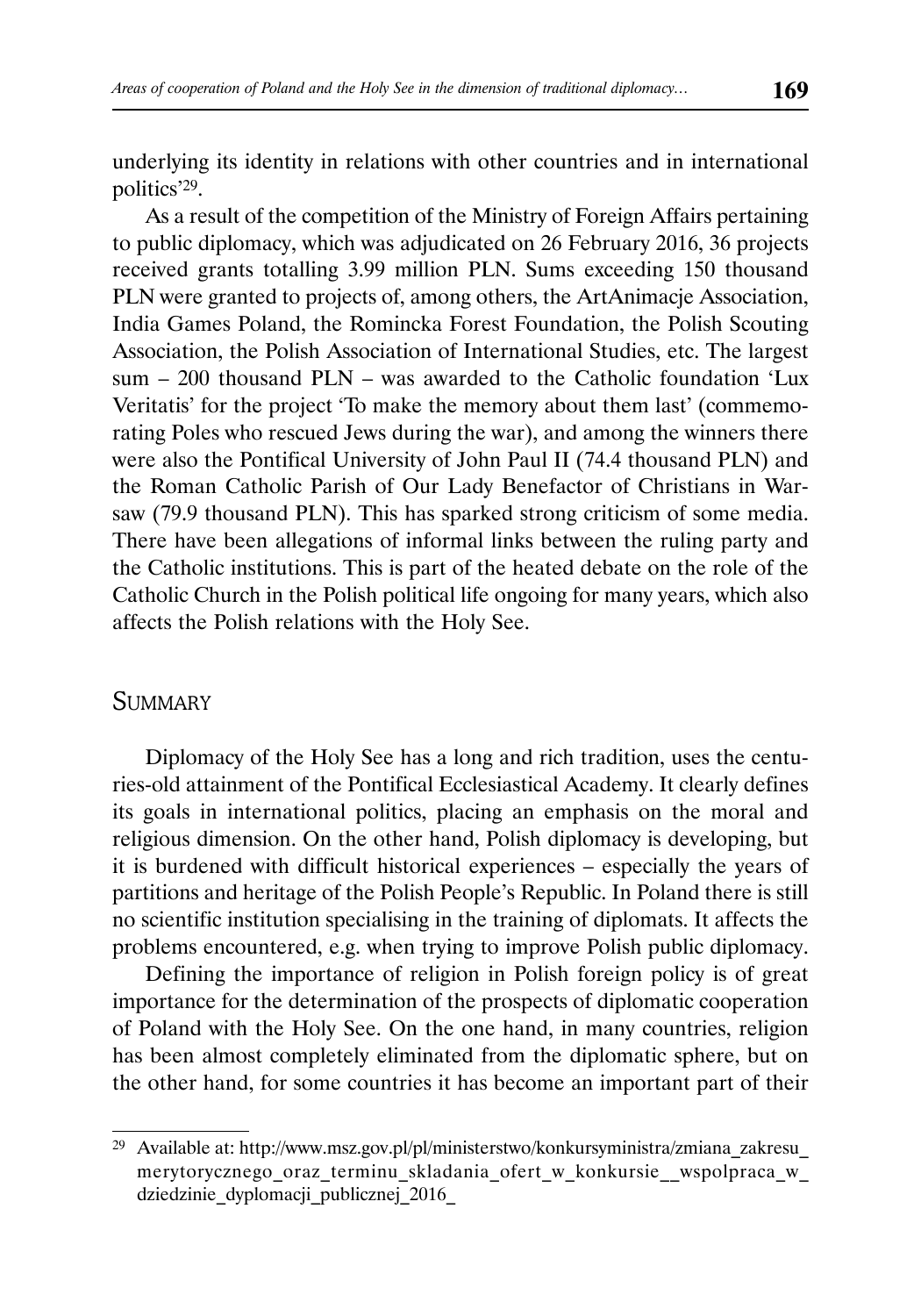underlying its identity in relations with other countries and in international politics'[29].

As a result of the competition of the Ministry of Foreign Affairs pertaining to public diplomacy, which was adjudicated on 26 February 2016, 36 projects received grants totalling 3.99 million PLN. Sums exceeding 150 thousand PLN were granted to projects of, among others, the ArtAnimacje Association, India Games Poland, the Romincka Forest Foundation, the Polish Scouting Association, the Polish Association of International Studies, etc. The largest sum – 200 thousand PLN – was awarded to the Catholic foundation 'Lux Veritatis' for the project 'To make the memory about them last' (commemorating Poles who rescued Jews during the war), and among the winners there were also the Pontifical University of John Paul II (74.4 thousand PLN) and the Roman Catholic Parish of Our Lady Benefactor of Christians in Warsaw (79.9 thousand PLN). This has sparked strong criticism of some media. There have been allegations of informal links between the ruling party and the Catholic institutions. This is part of the heated debate on the role of the Catholic Church in the Polish political life ongoing for many years, which also affects the Polish relations with the Holy See.

## Summary

Diplomacy of the Holy See has a long and rich tradition, uses the centuries-old attainment of the Pontifical Ecclesiastical Academy. It clearly defines its goals in international politics, placing an emphasis on the moral and religious dimension. On the other hand, Polish diplomacy is developing, but it is burdened with difficult historical experiences – especially the years of partitions and heritage of the Polish People's Republic. In Poland there is still no scientific institution specialising in the training of diplomats. It affects the problems encountered, e.g. when trying to improve Polish public diplomacy.

Defining the importance of religion in Polish foreign policy is of great importance for the determination of the prospects of diplomatic cooperation of Poland with the Holy See. On the one hand, in many countries, religion has been almost completely eliminated from the diplomatic sphere, but on the other hand, for some countries it has become an important part of their

---

[29] Available at: http://www.msz.gov.pl/pl/ministerstwo/konkursyministra/zmiana_zakresu_merytorycznego_oraz_terminu_skladania_ofert_w_konkursie__wspolpraca_w_dziedzinie_dyplomacji_publicznej_2016_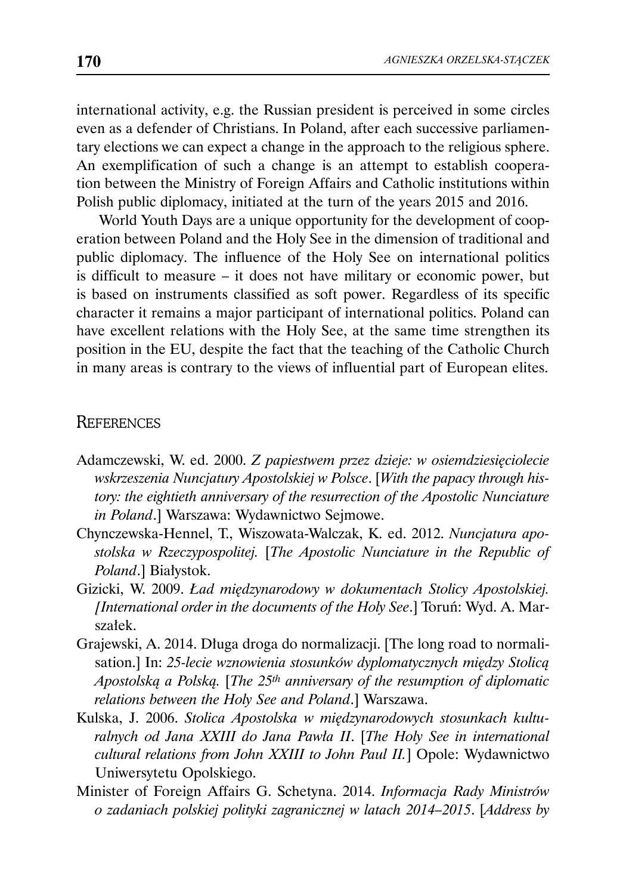international activity, e.g. the Russian president is perceived in some circles even as a defender of Christians. In Poland, after each successive parliamentary elections we can expect a change in the approach to the religious sphere. An exemplification of such a change is an attempt to establish cooperation between the Ministry of Foreign Affairs and Catholic institutions within Polish public diplomacy, initiated at the turn of the years 2015 and 2016.

World Youth Days are a unique opportunity for the development of cooperation between Poland and the Holy See in the dimension of traditional and public diplomacy. The influence of the Holy See on international politics is difficult to measure – it does not have military or economic power, but is based on instruments classified as soft power. Regardless of its specific character it remains a major participant of international politics. Poland can have excellent relations with the Holy See, at the same time strengthen its position in the EU, despite the fact that the teaching of the Catholic Church in many areas is contrary to the views of influential part of European elites.

## References

- Adamczewski, W. ed. 2000. *Z papiestwem przez dzieje: w osiemdziesięciolecie wskrzeszenia Nuncjatury Apostolskiej w Polsce*. [*With the papacy through history: the eightieth anniversary of the resurrection of the Apostolic Nunciature in Poland*.] Warszawa: Wydawnictwo Sejmowe.
- Chynczewska-Hennel, T., Wiszowata-Walczak, K. ed. 2012. *Nuncjatura apostolska w Rzeczypospolitej.* [*The Apostolic Nunciature in the Republic of Poland*.] Białystok.
- Gizicki, W. 2009. *Ład międzynarodowy w dokumentach Stolicy Apostolskiej. [International order in the documents of the Holy See*.] Toruń: Wyd. A. Marszałek.
- Grajewski, A. 2014. Długa droga do normalizacji. [The long road to normalisation.] In: *25-lecie wznowienia stosunków dyplomatycznych między Stolicą Apostolską a Polską.* [*The 25th anniversary of the resumption of diplomatic relations between the Holy See and Poland*.] Warszawa.
- Kulska, J. 2006. *Stolica Apostolska w międzynarodowych stosunkach kulturalnych od Jana XXIII do Jana Pawła II*. [*The Holy See in international cultural relations from John XXIII to John Paul II.*] Opole: Wydawnictwo Uniwersytetu Opolskiego.
- Minister of Foreign Affairs G. Schetyna. 2014. *Informacja Rady Ministrów o zadaniach polskiej polityki zagranicznej w latach 2014–2015*. [*Address by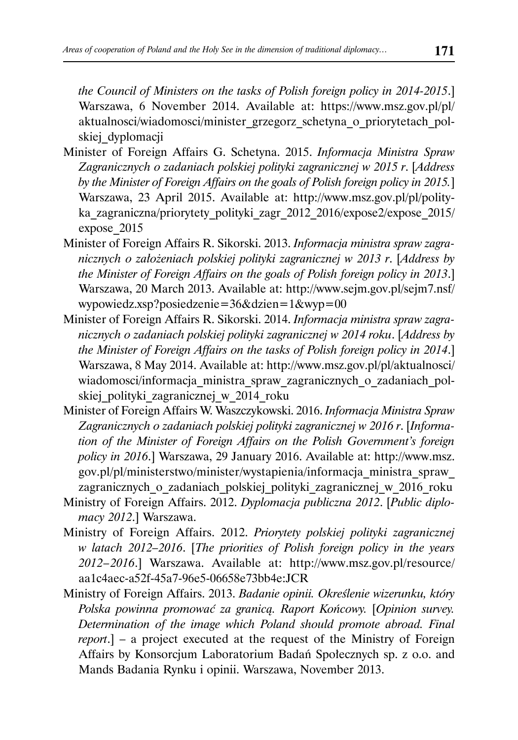*the Council of Ministers on the tasks of Polish foreign policy in 2014-2015*.] Warszawa, 6 November 2014. Available at: https://www.msz.gov.pl/pl/aktualnosci/wiadomosci/minister_grzegorz_schetyna_o_priorytetach_polskiej_dyplomacji

Minister of Foreign Affairs G. Schetyna. 2015. *Informacja Ministra Spraw Zagranicznych o zadaniach polskiej polityki zagranicznej w 2015 r*. [*Address by the Minister of Foreign Affairs on the goals of Polish foreign policy in 2015.*] Warszawa, 23 April 2015. Available at: http://www.msz.gov.pl/pl/polityka_zagraniczna/priorytety_polityki_zagr_2012_2016/expose2/expose_2015/expose_2015

Minister of Foreign Affairs R. Sikorski. 2013. *Informacja ministra spraw zagranicznych o założeniach polskiej polityki zagranicznej w 2013 r*. [*Address by the Minister of Foreign Affairs on the goals of Polish foreign policy in 2013*.] Warszawa, 20 March 2013. Available at: http://www.sejm.gov.pl/sejm7.nsf/wypowiedz.xsp?posiedzenie=36&dzien=1&wyp=00

Minister of Foreign Affairs R. Sikorski. 2014. *Informacja ministra spraw zagranicznych o zadaniach polskiej polityki zagranicznej w 2014 roku*. [*Address by the Minister of Foreign Affairs on the tasks of Polish foreign policy in 2014*.] Warszawa, 8 May 2014. Available at: http://www.msz.gov.pl/pl/aktualnosci/wiadomosci/informacja_ministra_spraw_zagranicznych_o_zadaniach_polskiej_polityki_zagranicznej_w_2014_roku

Minister of Foreign Affairs W. Waszczykowski. 2016. *Informacja Ministra Spraw Zagranicznych o zadaniach polskiej polityki zagranicznej w 2016 r*. [*Information of the Minister of Foreign Affairs on the Polish Government's foreign policy in 2016*.] Warszawa, 29 January 2016. Available at: http://www.msz.gov.pl/pl/ministerstwo/minister/wystapienia/informacja_ministra_spraw_zagranicznych_o_zadaniach_polskiej_polityki_zagranicznej_w_2016_roku

Ministry of Foreign Affairs. 2012. *Dyplomacja publiczna 2012*. [*Public diplomacy 2012*.] Warszawa.

Ministry of Foreign Affairs. 2012. *Priorytety polskiej polityki zagranicznej w latach 2012–2016*. [*The priorities of Polish foreign policy in the years 2012–2016*.] Warszawa. Available at: http://www.msz.gov.pl/resource/aa1c4aec-a52f-45a7-96e5-06658e73bb4e:JCR

Ministry of Foreign Affairs. 2013. *Badanie opinii. Określenie wizerunku, który Polska powinna promować za granicą. Raport Końcowy.* [*Opinion survey. Determination of the image which Poland should promote abroad. Final report*.] – a project executed at the request of the Ministry of Foreign Affairs by Konsorcjum Laboratorium Badań Społecznych sp. z o.o. and Mands Badania Rynku i opinii. Warszawa, November 2013.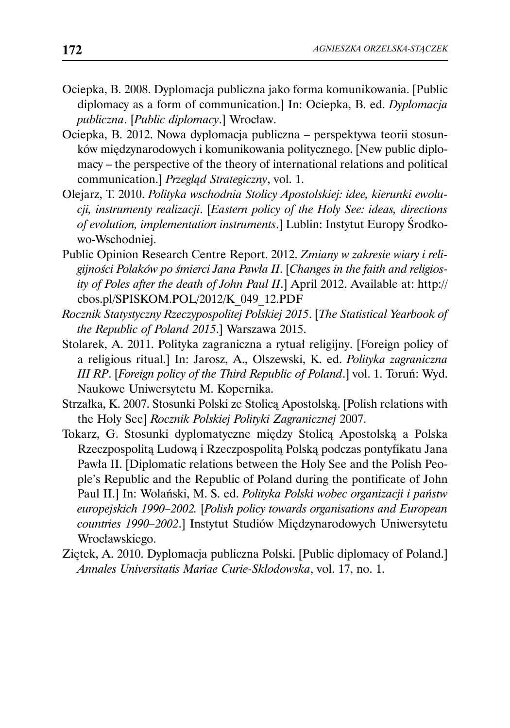Ociepka, B. 2008. Dyplomacja publiczna jako forma komunikowania. [Public diplomacy as a form of communication.] In: Ociepka, B. ed. *Dyplomacja publiczna*. [*Public diplomacy*.] Wrocław.

Ociepka, B. 2012. Nowa dyplomacja publiczna – perspektywa teorii stosunków międzynarodowych i komunikowania politycznego. [New public diplomacy – the perspective of the theory of international relations and political communication.] *Przegląd Strategiczny*, vol. 1.

Olejarz, T. 2010. *Polityka wschodnia Stolicy Apostolskiej: idee, kierunki ewolucji, instrumenty realizacji*. [*Eastern policy of the Holy See: ideas, directions of evolution, implementation instruments*.] Lublin: Instytut Europy Środkowo-Wschodniej.

Public Opinion Research Centre Report. 2012. *Zmiany w zakresie wiary i religijności Polaków po śmierci Jana Pawła II*. [*Changes in the faith and religiosity of Poles after the death of John Paul II*.] April 2012. Available at: http://cbos.pl/SPISKOM.POL/2012/K_049_12.PDF

*Rocznik Statystyczny Rzeczypospolitej Polskiej 2015*. [*The Statistical Yearbook of the Republic of Poland 2015*.] Warszawa 2015.

Stolarek, A. 2011. Polityka zagraniczna a rytuał religijny. [Foreign policy of a religious ritual.] In: Jarosz, A., Olszewski, K. ed. *Polityka zagraniczna III RP*. [*Foreign policy of the Third Republic of Poland*.] vol. 1. Toruń: Wyd. Naukowe Uniwersytetu M. Kopernika.

Strzałka, K. 2007. Stosunki Polski ze Stolicą Apostolską. [Polish relations with the Holy See] *Rocznik Polskiej Polityki Zagranicznej* 2007.

Tokarz, G. Stosunki dyplomatyczne między Stolicą Apostolską a Polska Rzeczpospolitą Ludową i Rzeczpospolitą Polską podczas pontyfikatu Jana Pawła II. [Diplomatic relations between the Holy See and the Polish People's Republic and the Republic of Poland during the pontificate of John Paul II.] In: Wolański, M. S. ed. *Polityka Polski wobec organizacji i państw europejskich 1990–2002.* [*Polish policy towards organisations and European countries 1990–2002*.] Instytut Studiów Międzynarodowych Uniwersytetu Wrocławskiego.

Ziętek, A. 2010. Dyplomacja publiczna Polski. [Public diplomacy of Poland.] *Annales Universitatis Mariae Curie-Skłodowska*, vol. 17, no. 1.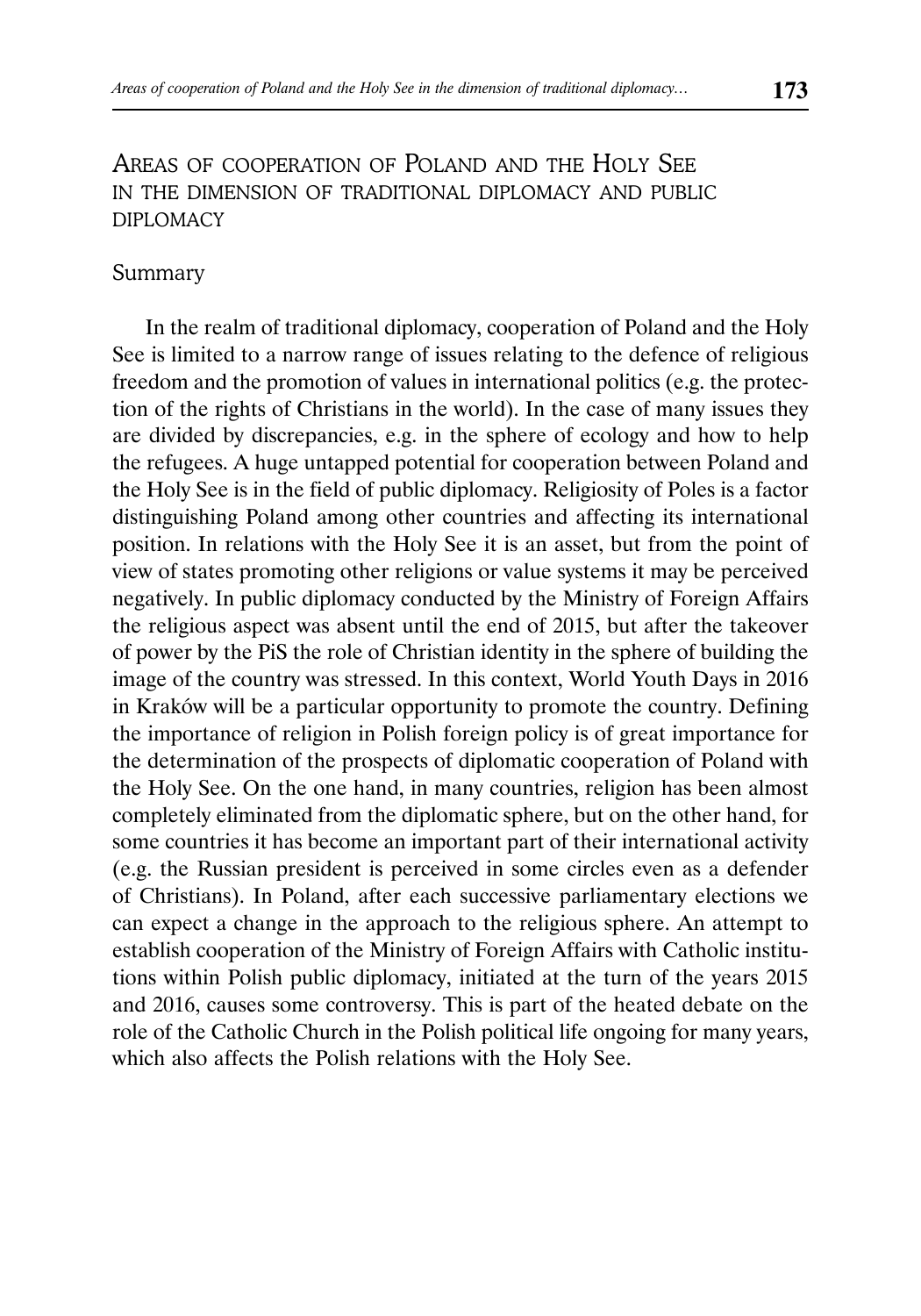## Areas of cooperation of Poland and the Holy See in the dimension of traditional diplomacy and public diplomacy

### Summary

In the realm of traditional diplomacy, cooperation of Poland and the Holy See is limited to a narrow range of issues relating to the defence of religious freedom and the promotion of values in international politics (e.g. the protection of the rights of Christians in the world). In the case of many issues they are divided by discrepancies, e.g. in the sphere of ecology and how to help the refugees. A huge untapped potential for cooperation between Poland and the Holy See is in the field of public diplomacy. Religiosity of Poles is a factor distinguishing Poland among other countries and affecting its international position. In relations with the Holy See it is an asset, but from the point of view of states promoting other religions or value systems it may be perceived negatively. In public diplomacy conducted by the Ministry of Foreign Affairs the religious aspect was absent until the end of 2015, but after the takeover of power by the PiS the role of Christian identity in the sphere of building the image of the country was stressed. In this context, World Youth Days in 2016 in Kraków will be a particular opportunity to promote the country. Defining the importance of religion in Polish foreign policy is of great importance for the determination of the prospects of diplomatic cooperation of Poland with the Holy See. On the one hand, in many countries, religion has been almost completely eliminated from the diplomatic sphere, but on the other hand, for some countries it has become an important part of their international activity (e.g. the Russian president is perceived in some circles even as a defender of Christians). In Poland, after each successive parliamentary elections we can expect a change in the approach to the religious sphere. An attempt to establish cooperation of the Ministry of Foreign Affairs with Catholic institutions within Polish public diplomacy, initiated at the turn of the years 2015 and 2016, causes some controversy. This is part of the heated debate on the role of the Catholic Church in the Polish political life ongoing for many years, which also affects the Polish relations with the Holy See.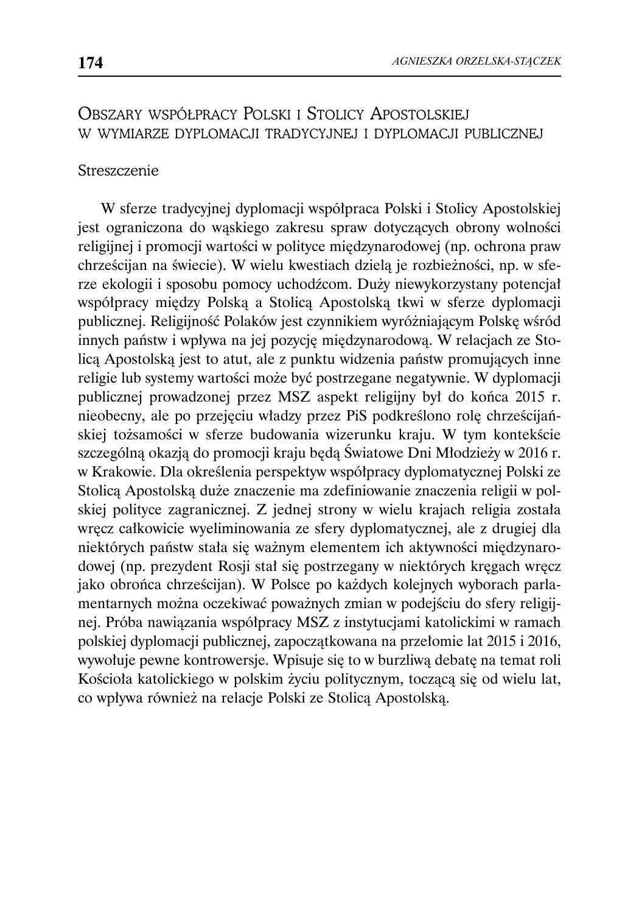## Obszary współpracy Polski i Stolicy Apostolskiej w wymiarze dyplomacji tradycyjnej i dyplomacji publicznej

### Streszczenie

W sferze tradycyjnej dyplomacji współpraca Polski i Stolicy Apostolskiej jest ograniczona do wąskiego zakresu spraw dotyczących obrony wolności religijnej i promocji wartości w polityce międzynarodowej (np. ochrona praw chrześcijan na świecie). W wielu kwestiach dzielą je rozbieżności, np. w sferze ekologii i sposobu pomocy uchodźcom. Duży niewykorzystany potencjał współpracy między Polską a Stolicą Apostolską tkwi w sferze dyplomacji publicznej. Religijność Polaków jest czynnikiem wyróżniającym Polskę wśród innych państw i wpływa na jej pozycję międzynarodową. W relacjach ze Stolicą Apostolską jest to atut, ale z punktu widzenia państw promujących inne religie lub systemy wartości może być postrzegane negatywnie. W dyplomacji publicznej prowadzonej przez MSZ aspekt religijny był do końca 2015 r. nieobecny, ale po przejęciu władzy przez PiS podkreślono rolę chrześcijańskiej tożsamości w sferze budowania wizerunku kraju. W tym kontekście szczególną okazją do promocji kraju będą Światowe Dni Młodzieży w 2016 r. w Krakowie. Dla określenia perspektyw współpracy dyplomatycznej Polski ze Stolicą Apostolską duże znaczenie ma zdefiniowanie znaczenia religii w polskiej polityce zagranicznej. Z jednej strony w wielu krajach religia została wręcz całkowicie wyeliminowania ze sfery dyplomatycznej, ale z drugiej dla niektórych państw stała się ważnym elementem ich aktywności międzynarodowej (np. prezydent Rosji stał się postrzegany w niektórych kręgach wręcz jako obrońca chrześcijan). W Polsce po każdych kolejnych wyborach parlamentarnych można oczekiwać poważnych zmian w podejściu do sfery religijnej. Próba nawiązania współpracy MSZ z instytucjami katolickimi w ramach polskiej dyplomacji publicznej, zapoczątkowana na przełomie lat 2015 i 2016, wywołuje pewne kontrowersje. Wpisuje się to w burzliwą debatę na temat roli Kościoła katolickiego w polskim życiu politycznym, toczącą się od wielu lat, co wpływa również na relacje Polski ze Stolicą Apostolską.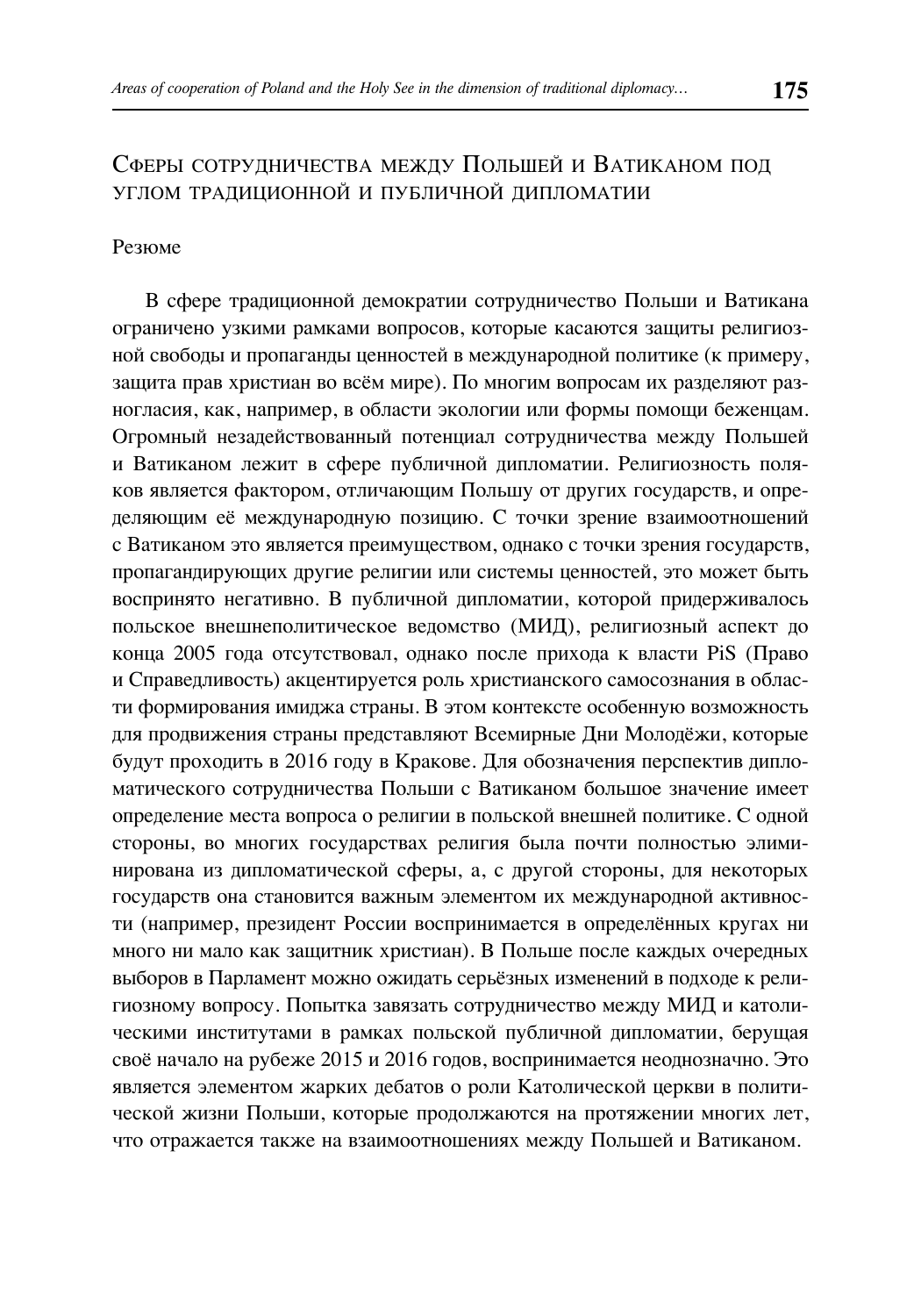## Сферы сотрудничества между Польшей и Ватиканом под углом традиционной и публичной дипломатии

Резюме

В сфере традиционной демократии сотрудничество Польши и Ватикана ограничено узкими рамками вопросов, которые касаются защиты религиозной свободы и пропаганды ценностей в международной политике (к примеру, защита прав христиан во всём мире). По многим вопросам их разделяют разногласия, как, например, в области экологии или формы помощи беженцам. Огромный незадействованный потенциал сотрудничества между Польшей и Ватиканом лежит в сфере публичной дипломатии. Религиозность поляков является фактором, отличающим Польшу от других государств, и определяющим её международную позицию. С точки зрение взаимоотношений с Ватиканом это является преимуществом, однако с точки зрения государств, пропагандирующих другие религии или системы ценностей, это может быть воспринято негативно. В публичной дипломатии, которой придерживалось польское внешнеполитическое ведомство (МИД), религиозный аспект до конца 2005 года отсутствовал, однако после прихода к власти PiS (Право и Справедливость) акцентируется роль христианского самосознания в области формирования имиджа страны. В этом контексте особенную возможность для продвижения страны представляют Всемирные Дни Молодёжи, которые будут проходить в 2016 году в Кракове. Для обозначения перспектив дипломатического сотрудничества Польши с Ватиканом большое значение имеет определение места вопроса о религии в польской внешней политике. С одной стороны, во многих государствах религия была почти полностью элиминирована из дипломатической сферы, а, с другой стороны, для некоторых государств она становится важным элементом их международной активности (например, президент России воспринимается в определённых кругах ни много ни мало как защитник христиан). В Польше после каждых очередных выборов в Парламент можно ожидать серьёзных изменений в подходе к религиозному вопросу. Попытка завязать сотрудничество между МИД и католическими институтами в рамках польской публичной дипломатии, берущая своё начало на рубеже 2015 и 2016 годов, воспринимается неоднозначно. Это является элементом жарких дебатов о роли Католической церкви в политической жизни Польши, которые продолжаются на протяжении многих лет, что отражается также на взаимоотношениях между Польшей и Ватиканом.